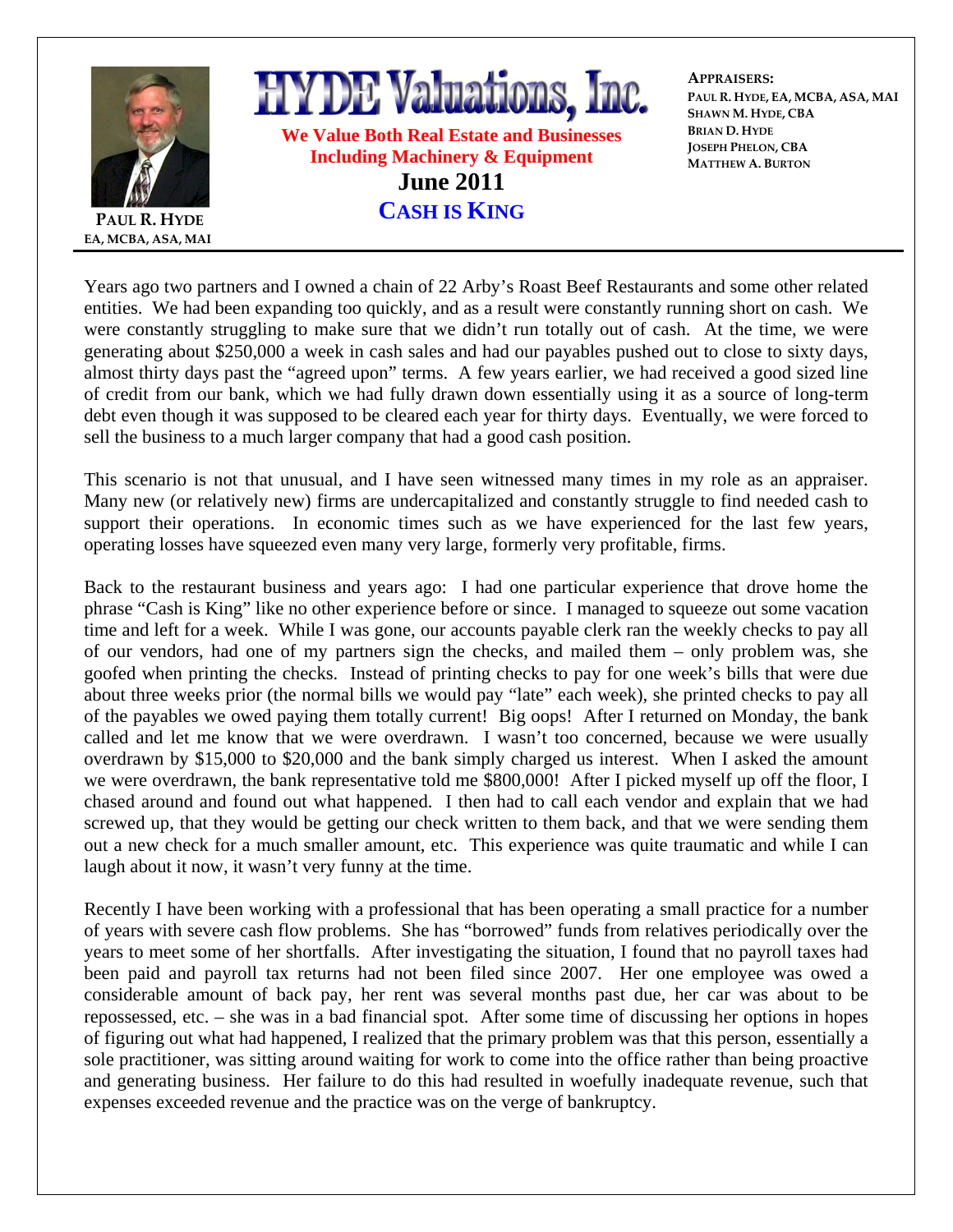**PAUL R. HYDE**
EA, MCBA, ASA, MAI

# HYDE Valuations, Inc.

**We Value Both Real Estate and Businesses**
**Including Machinery & Equipment**

**June 2011**

## CASH IS KING

**APPRAISERS:**
PAUL R. HYDE, EA, MCBA, ASA, MAI
SHAWN M. HYDE, CBA
BRIAN D. HYDE
JOSEPH PHELON, CBA
MATTHEW A. BURTON

Years ago two partners and I owned a chain of 22 Arby's Roast Beef Restaurants and some other related entities. We had been expanding too quickly, and as a result were constantly running short on cash. We were constantly struggling to make sure that we didn't run totally out of cash. At the time, we were generating about $250,000 a week in cash sales and had our payables pushed out to close to sixty days, almost thirty days past the "agreed upon" terms. A few years earlier, we had received a good sized line of credit from our bank, which we had fully drawn down essentially using it as a source of long-term debt even though it was supposed to be cleared each year for thirty days. Eventually, we were forced to sell the business to a much larger company that had a good cash position.

This scenario is not that unusual, and I have seen witnessed many times in my role as an appraiser. Many new (or relatively new) firms are undercapitalized and constantly struggle to find needed cash to support their operations. In economic times such as we have experienced for the last few years, operating losses have squeezed even many very large, formerly very profitable, firms.

Back to the restaurant business and years ago: I had one particular experience that drove home the phrase "Cash is King" like no other experience before or since. I managed to squeeze out some vacation time and left for a week. While I was gone, our accounts payable clerk ran the weekly checks to pay all of our vendors, had one of my partners sign the checks, and mailed them – only problem was, she goofed when printing the checks. Instead of printing checks to pay for one week's bills that were due about three weeks prior (the normal bills we would pay "late" each week), she printed checks to pay all of the payables we owed paying them totally current! Big oops! After I returned on Monday, the bank called and let me know that we were overdrawn. I wasn't too concerned, because we were usually overdrawn by $15,000 to $20,000 and the bank simply charged us interest. When I asked the amount we were overdrawn, the bank representative told me $800,000! After I picked myself up off the floor, I chased around and found out what happened. I then had to call each vendor and explain that we had screwed up, that they would be getting our check written to them back, and that we were sending them out a new check for a much smaller amount, etc. This experience was quite traumatic and while I can laugh about it now, it wasn't very funny at the time.

Recently I have been working with a professional that has been operating a small practice for a number of years with severe cash flow problems. She has "borrowed" funds from relatives periodically over the years to meet some of her shortfalls. After investigating the situation, I found that no payroll taxes had been paid and payroll tax returns had not been filed since 2007. Her one employee was owed a considerable amount of back pay, her rent was several months past due, her car was about to be repossessed, etc. – she was in a bad financial spot. After some time of discussing her options in hopes of figuring out what had happened, I realized that the primary problem was that this person, essentially a sole practitioner, was sitting around waiting for work to come into the office rather than being proactive and generating business. Her failure to do this had resulted in woefully inadequate revenue, such that expenses exceeded revenue and the practice was on the verge of bankruptcy.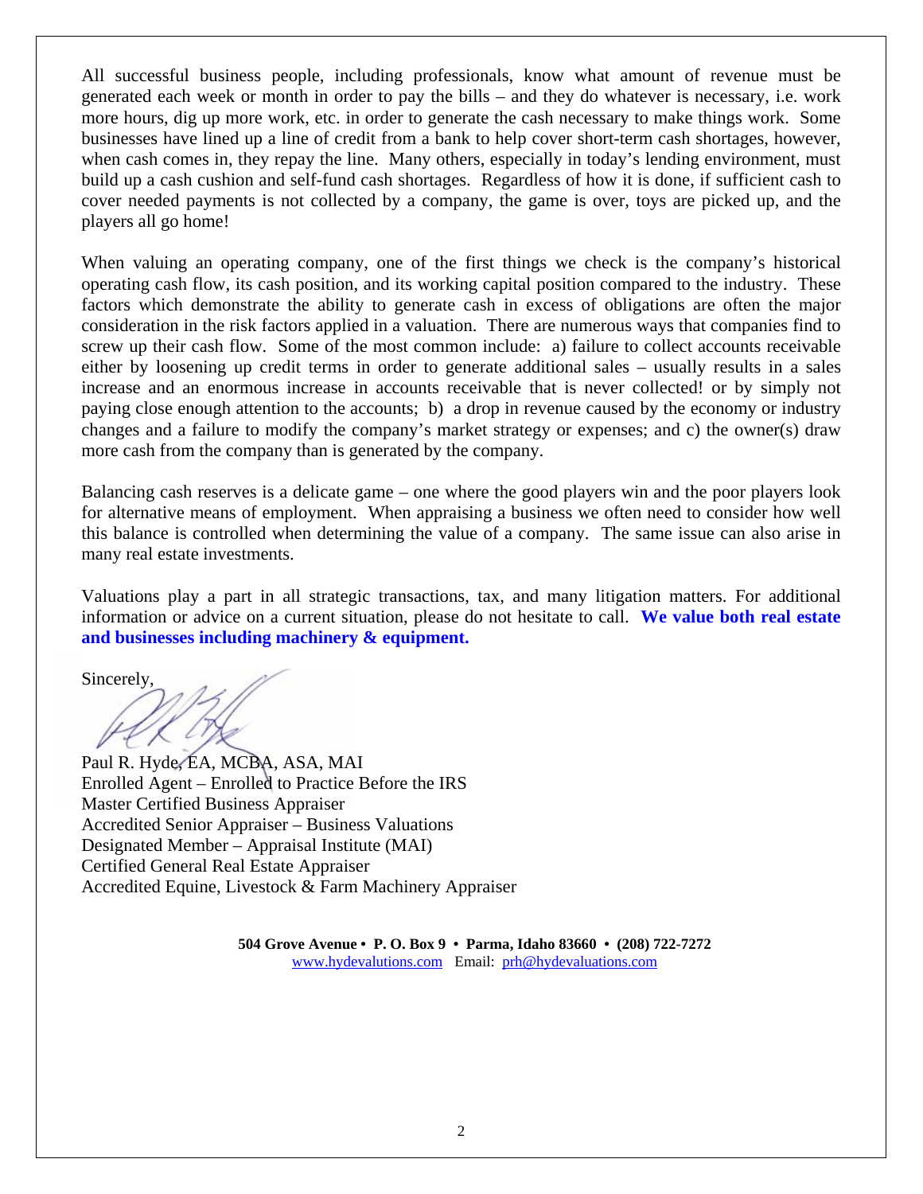All successful business people, including professionals, know what amount of revenue must be generated each week or month in order to pay the bills – and they do whatever is necessary, i.e. work more hours, dig up more work, etc. in order to generate the cash necessary to make things work. Some businesses have lined up a line of credit from a bank to help cover short-term cash shortages, however, when cash comes in, they repay the line. Many others, especially in today's lending environment, must build up a cash cushion and self-fund cash shortages. Regardless of how it is done, if sufficient cash to cover needed payments is not collected by a company, the game is over, toys are picked up, and the players all go home!

When valuing an operating company, one of the first things we check is the company's historical operating cash flow, its cash position, and its working capital position compared to the industry. These factors which demonstrate the ability to generate cash in excess of obligations are often the major consideration in the risk factors applied in a valuation. There are numerous ways that companies find to screw up their cash flow. Some of the most common include: a) failure to collect accounts receivable either by loosening up credit terms in order to generate additional sales – usually results in a sales increase and an enormous increase in accounts receivable that is never collected! or by simply not paying close enough attention to the accounts; b) a drop in revenue caused by the economy or industry changes and a failure to modify the company's market strategy or expenses; and c) the owner(s) draw more cash from the company than is generated by the company.

Balancing cash reserves is a delicate game – one where the good players win and the poor players look for alternative means of employment. When appraising a business we often need to consider how well this balance is controlled when determining the value of a company. The same issue can also arise in many real estate investments.

Valuations play a part in all strategic transactions, tax, and many litigation matters. For additional information or advice on a current situation, please do not hesitate to call. **We value both real estate and businesses including machinery & equipment.**

Sincerely,

Paul R. Hyde, EA, MCBA, ASA, MAI
Enrolled Agent – Enrolled to Practice Before the IRS
Master Certified Business Appraiser
Accredited Senior Appraiser – Business Valuations
Designated Member – Appraisal Institute (MAI)
Certified General Real Estate Appraiser
Accredited Equine, Livestock & Farm Machinery Appraiser

**504 Grove Avenue • P. O. Box 9 • Parma, Idaho 83660 • (208) 722-7272**
www.hydevalutions.com Email: prh@hydevaluations.com